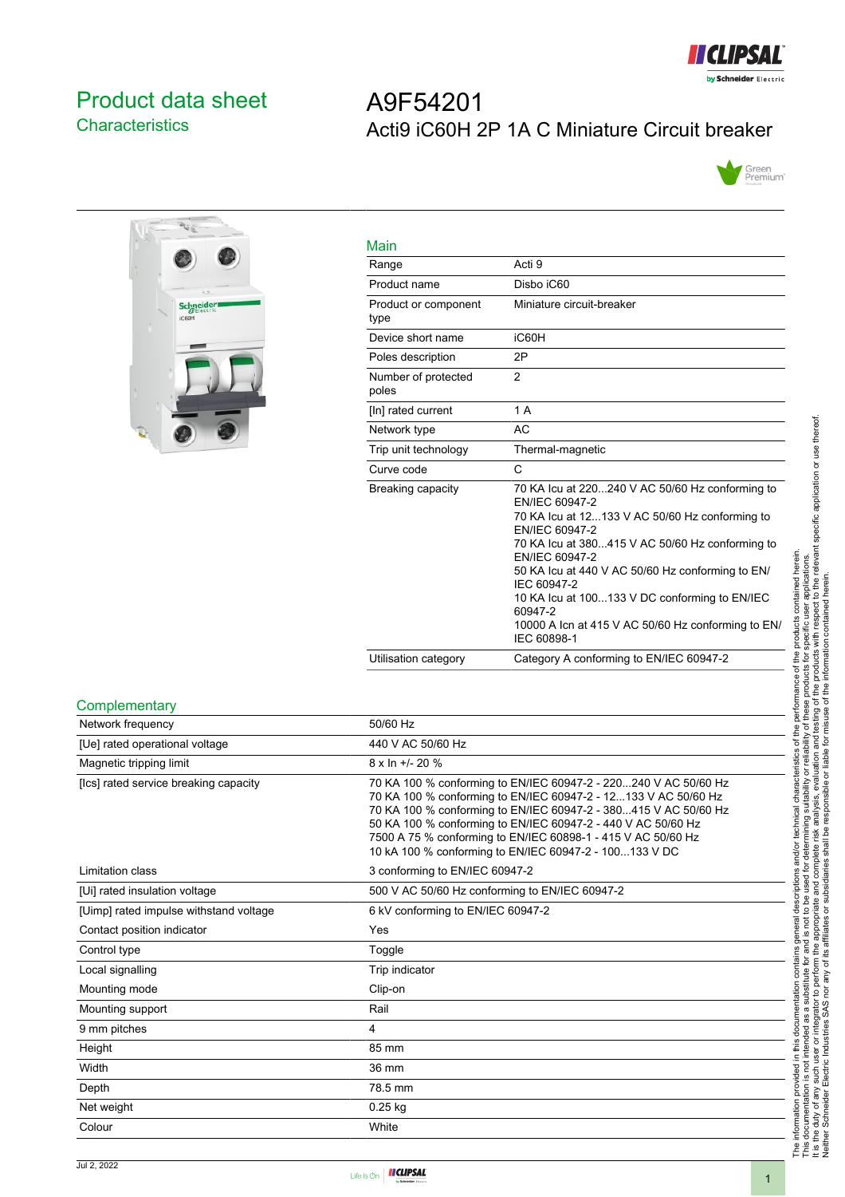# Product data sheet
## Characteristics

# A9F54201
## Acti9 iC60H 2P 1A C Miniature Circuit breaker

### Main

| | |
|---|---|
| Range | Acti 9 |
| Product name | Disbo iC60 |
| Product or component type | Miniature circuit-breaker |
| Device short name | iC60H |
| Poles description | 2P |
| Number of protected poles | 2 |
| [In] rated current | 1 A |
| Network type | AC |
| Trip unit technology | Thermal-magnetic |
| Curve code | C |
| Breaking capacity | 70 KA Icu at 220...240 V AC 50/60 Hz conforming to EN/IEC 60947-2<br>70 KA Icu at 12...133 V AC 50/60 Hz conforming to EN/IEC 60947-2<br>70 KA Icu at 380...415 V AC 50/60 Hz conforming to EN/IEC 60947-2<br>50 KA Icu at 440 V AC 50/60 Hz conforming to EN/IEC 60947-2<br>10 KA Icu at 100...133 V DC conforming to EN/IEC 60947-2<br>10000 A Icn at 415 V AC 50/60 Hz conforming to EN/IEC 60898-1 |
| Utilisation category | Category A conforming to EN/IEC 60947-2 |

### Complementary

| | |
|---|---|
| Network frequency | 50/60 Hz |
| [Ue] rated operational voltage | 440 V AC 50/60 Hz |
| Magnetic tripping limit | 8 x In +/- 20 % |
| [Ics] rated service breaking capacity | 70 KA 100 % conforming to EN/IEC 60947-2 - 220...240 V AC 50/60 Hz<br>70 KA 100 % conforming to EN/IEC 60947-2 - 12...133 V AC 50/60 Hz<br>70 KA 100 % conforming to EN/IEC 60947-2 - 380...415 V AC 50/60 Hz<br>50 KA 100 % conforming to EN/IEC 60947-2 - 440 V AC 50/60 Hz<br>7500 A 75 % conforming to EN/IEC 60898-1 - 415 V AC 50/60 Hz<br>10 kA 100 % conforming to EN/IEC 60947-2 - 100...133 V DC |
| Limitation class | 3 conforming to EN/IEC 60947-2 |
| [Ui] rated insulation voltage | 500 V AC 50/60 Hz conforming to EN/IEC 60947-2 |
| [Uimp] rated impulse withstand voltage | 6 kV conforming to EN/IEC 60947-2 |
| Contact position indicator | Yes |
| Control type | Toggle |
| Local signalling | Trip indicator |
| Mounting mode | Clip-on |
| Mounting support | Rail |
| 9 mm pitches | 4 |
| Height | 85 mm |
| Width | 36 mm |
| Depth | 78.5 mm |
| Net weight | 0.25 kg |
| Colour | White |

The information provided in this documentation contains general descriptions and/or technical characteristics of the performance of the products contained herein. This documentation is not intended as a substitute for and is not to be used for determining suitability or reliability of these products for specific user applications. It is the duty of any such user or integrator to perform the appropriate and complete risk analysis, evaluation and testing of the products with respect to the relevant specific application or use thereof. Neither Schneider Electric Industries SAS nor any of its affiliates or subsidiaries shall be responsible or liable for misuse of the information contained herein.

Jul 2, 2022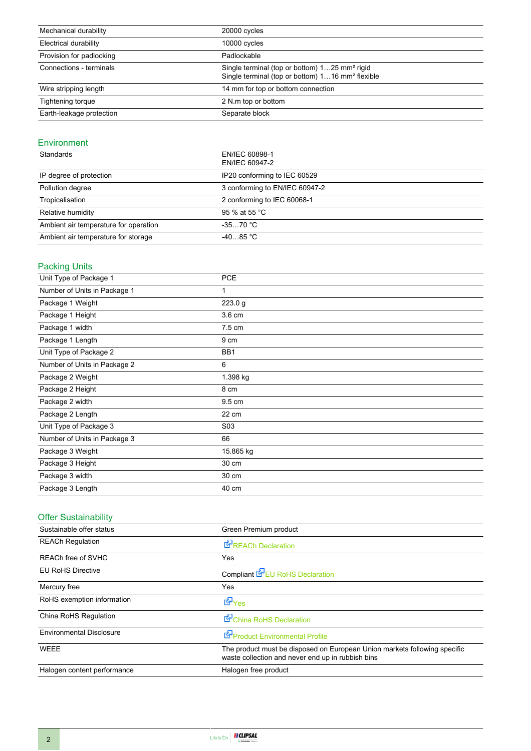| | |
|---|---|
| Mechanical durability | 20000 cycles |
| Electrical durability | 10000 cycles |
| Provision for padlocking | Padlockable |
| Connections - terminals | Single terminal (top or bottom) 1…25 mm² rigid<br>Single terminal (top or bottom) 1…16 mm² flexible |
| Wire stripping length | 14 mm for top or bottom connection |
| Tightening torque | 2 N.m top or bottom |
| Earth-leakage protection | Separate block |

## Environment

| | |
|---|---|
| Standards | EN/IEC 60898-1<br>EN/IEC 60947-2 |
| IP degree of protection | IP20 conforming to IEC 60529 |
| Pollution degree | 3 conforming to EN/IEC 60947-2 |
| Tropicalisation | 2 conforming to IEC 60068-1 |
| Relative humidity | 95 % at 55 °C |
| Ambient air temperature for operation | -35…70 °C |
| Ambient air temperature for storage | -40…85 °C |

## Packing Units

| | |
|---|---|
| Unit Type of Package 1 | PCE |
| Number of Units in Package 1 | 1 |
| Package 1 Weight | 223.0 g |
| Package 1 Height | 3.6 cm |
| Package 1 width | 7.5 cm |
| Package 1 Length | 9 cm |
| Unit Type of Package 2 | BB1 |
| Number of Units in Package 2 | 6 |
| Package 2 Weight | 1.398 kg |
| Package 2 Height | 8 cm |
| Package 2 width | 9.5 cm |
| Package 2 Length | 22 cm |
| Unit Type of Package 3 | S03 |
| Number of Units in Package 3 | 66 |
| Package 3 Weight | 15.865 kg |
| Package 3 Height | 30 cm |
| Package 3 width | 30 cm |
| Package 3 Length | 40 cm |

## Offer Sustainability

| | |
|---|---|
| Sustainable offer status | Green Premium product |
| REACh Regulation | REACh Declaration |
| REACh free of SVHC | Yes |
| EU RoHS Directive | Compliant EU RoHS Declaration |
| Mercury free | Yes |
| RoHS exemption information | Yes |
| China RoHS Regulation | China RoHS Declaration |
| Environmental Disclosure | Product Environmental Profile |
| WEEE | The product must be disposed on European Union markets following specific waste collection and never end up in rubbish bins |
| Halogen content performance | Halogen free product |